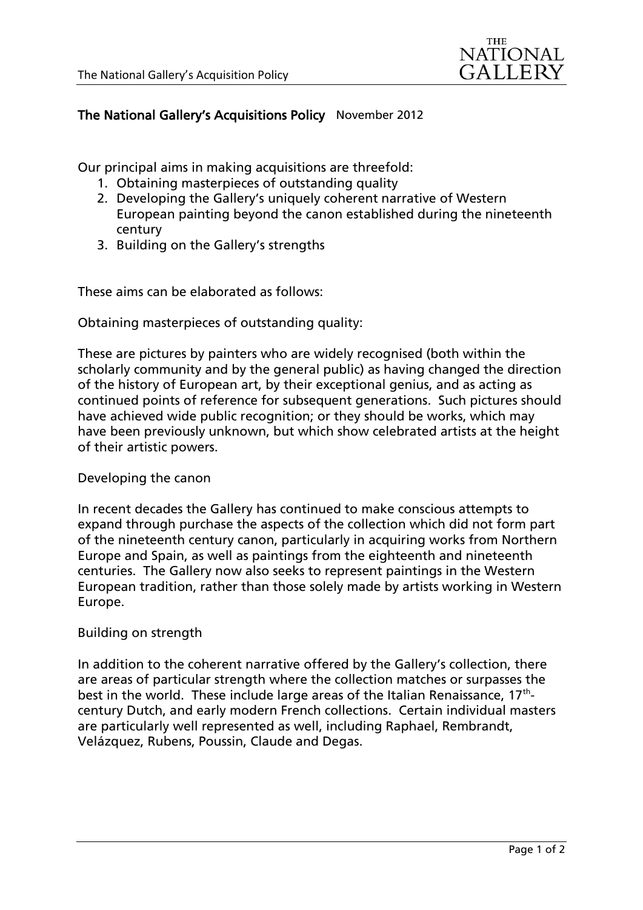## The National Gallery's Acquisitions Policy November 2012

Our principal aims in making acquisitions are threefold:

1. Obtaining masterpieces of outstanding quality
2. Developing the Gallery's uniquely coherent narrative of Western European painting beyond the canon established during the nineteenth century
3. Building on the Gallery's strengths

These aims can be elaborated as follows:

Obtaining masterpieces of outstanding quality:

These are pictures by painters who are widely recognised (both within the scholarly community and by the general public) as having changed the direction of the history of European art, by their exceptional genius, and as acting as continued points of reference for subsequent generations. Such pictures should have achieved wide public recognition; or they should be works, which may have been previously unknown, but which show celebrated artists at the height of their artistic powers.

Developing the canon

In recent decades the Gallery has continued to make conscious attempts to expand through purchase the aspects of the collection which did not form part of the nineteenth century canon, particularly in acquiring works from Northern Europe and Spain, as well as paintings from the eighteenth and nineteenth centuries. The Gallery now also seeks to represent paintings in the Western European tradition, rather than those solely made by artists working in Western Europe.

Building on strength

In addition to the coherent narrative offered by the Gallery's collection, there are areas of particular strength where the collection matches or surpasses the best in the world. These include large areas of the Italian Renaissance, 17th-century Dutch, and early modern French collections. Certain individual masters are particularly well represented as well, including Raphael, Rembrandt, Velázquez, Rubens, Poussin, Claude and Degas.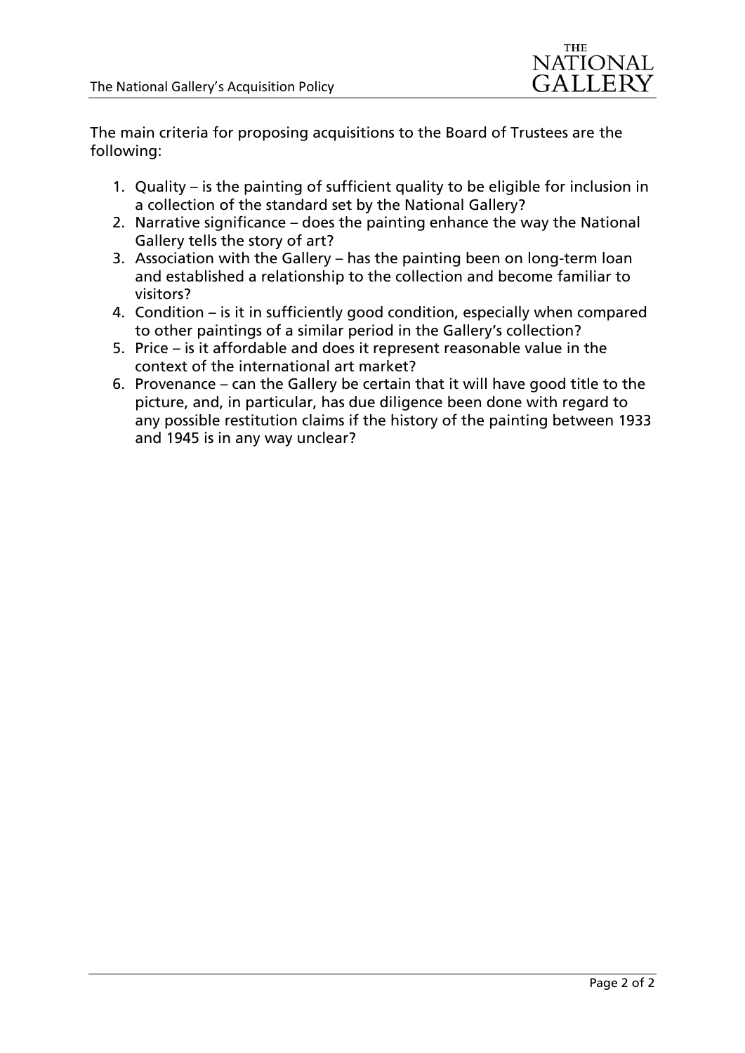The main criteria for proposing acquisitions to the Board of Trustees are the following:

1. Quality – is the painting of sufficient quality to be eligible for inclusion in a collection of the standard set by the National Gallery?
2. Narrative significance – does the painting enhance the way the National Gallery tells the story of art?
3. Association with the Gallery – has the painting been on long-term loan and established a relationship to the collection and become familiar to visitors?
4. Condition – is it in sufficiently good condition, especially when compared to other paintings of a similar period in the Gallery's collection?
5. Price – is it affordable and does it represent reasonable value in the context of the international art market?
6. Provenance – can the Gallery be certain that it will have good title to the picture, and, in particular, has due diligence been done with regard to any possible restitution claims if the history of the painting between 1933 and 1945 is in any way unclear?